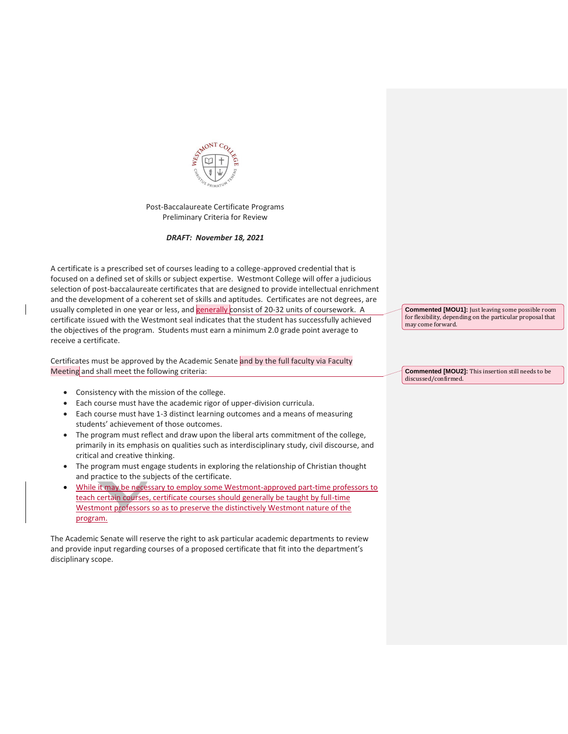Post-Baccalaureate Certificate Programs
Preliminary Criteria for Review

***DRAFT: November 18, 2021***

A certificate is a prescribed set of courses leading to a college-approved credential that is focused on a defined set of skills or subject expertise. Westmont College will offer a judicious selection of post-baccalaureate certificates that are designed to provide intellectual enrichment and the development of a coherent set of skills and aptitudes. Certificates are not degrees, are usually completed in one year or less, and generally consist of 20-32 units of coursework. A certificate issued with the Westmont seal indicates that the student has successfully achieved the objectives of the program. Students must earn a minimum 2.0 grade point average to receive a certificate.

Certificates must be approved by the Academic Senate and by the full faculty via Faculty Meeting and shall meet the following criteria:

- Consistency with the mission of the college.
- Each course must have the academic rigor of upper-division curricula.
- Each course must have 1-3 distinct learning outcomes and a means of measuring students' achievement of those outcomes.
- The program must reflect and draw upon the liberal arts commitment of the college, primarily in its emphasis on qualities such as interdisciplinary study, civil discourse, and critical and creative thinking.
- The program must engage students in exploring the relationship of Christian thought and practice to the subjects of the certificate.
- While it may be necessary to employ some Westmont-approved part-time professors to teach certain courses, certificate courses should generally be taught by full-time Westmont professors so as to preserve the distinctively Westmont nature of the program.

The Academic Senate will reserve the right to ask particular academic departments to review and provide input regarding courses of a proposed certificate that fit into the department's disciplinary scope.

**Commented [MOU1]:** Just leaving some possible room for flexibility, depending on the particular proposal that may come forward.

**Commented [MOU2]:** This insertion still needs to be discussed/confirmed.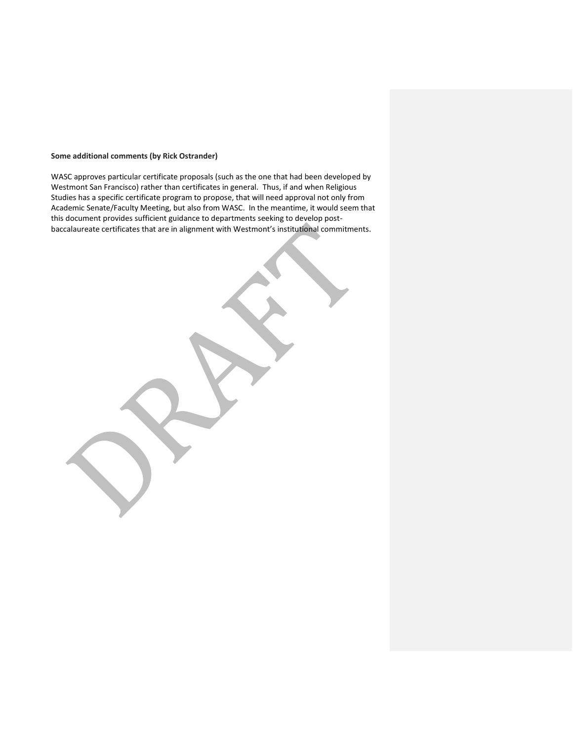**Some additional comments (by Rick Ostrander)**

WASC approves particular certificate proposals (such as the one that had been developed by Westmont San Francisco) rather than certificates in general. Thus, if and when Religious Studies has a specific certificate program to propose, that will need approval not only from Academic Senate/Faculty Meeting, but also from WASC. In the meantime, it would seem that this document provides sufficient guidance to departments seeking to develop post-baccalaureate certificates that are in alignment with Westmont's institutional commitments.